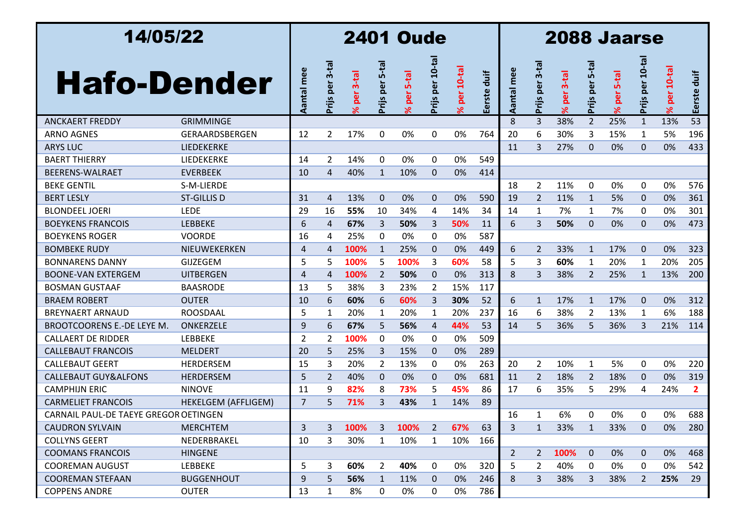| 14/05/22 Hafo-Dender | | 2401 Oude | | | | | | | | 2088 Jaarse | | | | | | | |
|---|---|---|---|---|---|---|---|---|---|---|---|---|---|---|---|---|---|
| | | Aantal mee | Prijs per 3-tal | % per 3-tal | Prijs per 5-tal | % per 5-tal | Prijs per 10-tal | % per 10-tal | Eerste duif | Aantal mee | Prijs per 3-tal | % per 3-tal | Prijs per 5-tal | % per 5-tal | Prijs per 10-tal | % per 10-tal | Eerste duif |
| ANCKAERT FREDDY | GRIMMINGE | | | | | | | | | 8 | 3 | 38% | 2 | 25% | 1 | 13% | 53 |
| ARNO AGNES | GERAARDSBERGEN | 12 | 2 | 17% | 0 | 0% | 0 | 0% | 764 | 20 | 6 | 30% | 3 | 15% | 1 | 5% | 196 |
| ARYS LUC | LIEDEKERKE | | | | | | | | | 11 | 3 | 27% | 0 | 0% | 0 | 0% | 433 |
| BAERT THIERRY | LIEDEKERKE | 14 | 2 | 14% | 0 | 0% | 0 | 0% | 549 | | | | | | | | |
| BEERENS-WALRAET | EVERBEEK | 10 | 4 | 40% | 1 | 10% | 0 | 0% | 414 | | | | | | | | |
| BEKE GENTIL | S-M-LIERDE | | | | | | | | | 18 | 2 | 11% | 0 | 0% | 0 | 0% | 576 |
| BERT LESLY | ST-GILLIS D | 31 | 4 | 13% | 0 | 0% | 0 | 0% | 590 | 19 | 2 | 11% | 1 | 5% | 0 | 0% | 361 |
| BLONDEEL JOERI | LEDE | 29 | 16 | **55%** | 10 | 34% | 4 | 14% | 34 | 14 | 1 | 7% | 1 | 7% | 0 | 0% | 301 |
| BOEYKENS FRANCOIS | LEBBEKE | 6 | 4 | **67%** | 3 | **50%** | 3 | **50%** | 11 | 6 | 3 | **50%** | 0 | 0% | 0 | 0% | 473 |
| BOEYKENS ROGER | VOORDE | 16 | 4 | 25% | 0 | 0% | 0 | 0% | 587 | | | | | | | | |
| BOMBEKE RUDY | NIEUWEKERKEN | 4 | 4 | **100%** | 1 | 25% | 0 | 0% | 449 | 6 | 2 | 33% | 1 | 17% | 0 | 0% | 323 |
| BONNARENS DANNY | GIJZEGEM | 5 | 5 | **100%** | 5 | **100%** | 3 | **60%** | 58 | 5 | 3 | **60%** | 1 | 20% | 1 | 20% | 205 |
| BOONE-VAN EXTERGEM | UITBERGEN | 4 | 4 | **100%** | 2 | **50%** | 0 | 0% | 313 | 8 | 3 | 38% | 2 | 25% | 1 | 13% | 200 |
| BOSMAN GUSTAAF | BAASRODE | 13 | 5 | 38% | 3 | 23% | 2 | 15% | 117 | | | | | | | | |
| BRAEM ROBERT | OUTER | 10 | 6 | **60%** | 6 | **60%** | 3 | **30%** | 52 | 6 | 1 | 17% | 1 | 17% | 0 | 0% | 312 |
| BREYNAERT ARNAUD | ROOSDAAL | 5 | 1 | 20% | 1 | 20% | 1 | 20% | 237 | 16 | 6 | 38% | 2 | 13% | 1 | 6% | 188 |
| BROOTCOORENS E.-DE LEYE M. | ONKERZELE | 9 | 6 | **67%** | 5 | **56%** | 4 | **44%** | 53 | 14 | 5 | 36% | 5 | 36% | 3 | 21% | 114 |
| CALLAERT DE RIDDER | LEBBEKE | 2 | 2 | **100%** | 0 | 0% | 0 | 0% | 509 | | | | | | | | |
| CALLEBAUT FRANCOIS | MELDERT | 20 | 5 | 25% | 3 | 15% | 0 | 0% | 289 | | | | | | | | |
| CALLEBAUT GEERT | HERDERSEM | 15 | 3 | 20% | 2 | 13% | 0 | 0% | 263 | 20 | 2 | 10% | 1 | 5% | 0 | 0% | 220 |
| CALLEBAUT GUY&ALFONS | HERDERSEM | 5 | 2 | 40% | 0 | 0% | 0 | 0% | 681 | 11 | 2 | 18% | 2 | 18% | 0 | 0% | 319 |
| CAMPHIJN ERIC | NINOVE | 11 | 9 | **82%** | 8 | **73%** | 5 | **45%** | 86 | 17 | 6 | 35% | 5 | 29% | 4 | 24% | **2** |
| CARMELIET FRANCOIS | HEKELGEM (AFFLIGEM) | 7 | 5 | **71%** | 3 | **43%** | 1 | 14% | 89 | | | | | | | | |
| CARNAIL PAUL-DE TAEYE GREGOR | OETINGEN | | | | | | | | | 16 | 1 | 6% | 0 | 0% | 0 | 0% | 688 |
| CAUDRON SYLVAIN | MERCHTEM | 3 | 3 | **100%** | 3 | **100%** | 2 | **67%** | 63 | 3 | 1 | 33% | 1 | 33% | 0 | 0% | 280 |
| COLLYNS GEERT | NEDERBRAKEL | 10 | 3 | 30% | 1 | 10% | 1 | 10% | 166 | | | | | | | | |
| COOMANS FRANCOIS | HINGENE | | | | | | | | | 2 | 2 | **100%** | 0 | 0% | 0 | 0% | 468 |
| COOREMAN AUGUST | LEBBEKE | 5 | 3 | **60%** | 2 | **40%** | 0 | 0% | 320 | 5 | 2 | 40% | 0 | 0% | 0 | 0% | 542 |
| COOREMAN STEFAAN | BUGGENHOUT | 9 | 5 | **56%** | 1 | 11% | 0 | 0% | 246 | 8 | 3 | 38% | 3 | 38% | 2 | **25%** | 29 |
| COPPENS ANDRE | OUTER | 13 | 1 | 8% | 0 | 0% | 0 | 0% | 786 | | | | | | | | |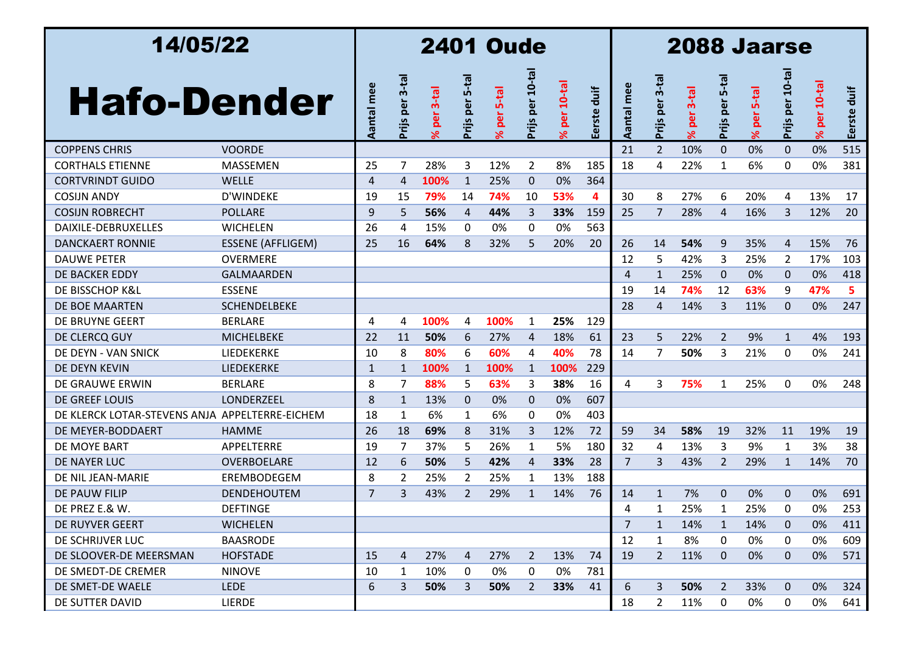| 14/05/22 | | 2401 Oude | | | | | | | | 2088 Jaarse | | | | | | | |
|---|---|---|---|---|---|---|---|---|---|---|---|---|---|---|---|---|---|
| **Hafo-Dender** | | Aantal mee | Prijs per 3-tal | % per 3-tal | Prijs per 5-tal | % per 5-tal | Prijs per 10-tal | % per 10-tal | Eerste duif | Aantal mee | Prijs per 3-tal | % per 3-tal | Prijs per 5-tal | % per 5-tal | Prijs per 10-tal | % per 10-tal | Eerste duif |
| COPPENS CHRIS | VOORDE | | | | | | | | | 21 | 2 | 10% | 0 | 0% | 0 | 0% | 515 |
| CORTHALS ETIENNE | MASSEMEN | 25 | 7 | 28% | 3 | 12% | 2 | 8% | 185 | 18 | 4 | 22% | 1 | 6% | 0 | 0% | 381 |
| CORTVRINDT GUIDO | WELLE | 4 | 4 | **100%** | 1 | 25% | 0 | 0% | 364 | | | | | | | | |
| COSIJN ANDY | D'WINDEKE | 19 | 15 | **79%** | 14 | **74%** | 10 | **53%** | **4** | 30 | 8 | 27% | 6 | 20% | 4 | 13% | 17 |
| COSIJN ROBRECHT | POLLARE | 9 | 5 | **56%** | 4 | **44%** | 3 | **33%** | 159 | 25 | 7 | 28% | 4 | 16% | 3 | 12% | 20 |
| DAIXILE-DEBRUXELLES | WICHELEN | 26 | 4 | 15% | 0 | 0% | 0 | 0% | 563 | | | | | | | | |
| DANCKAERT RONNIE | ESSENE (AFFLIGEM) | 25 | 16 | **64%** | 8 | 32% | 5 | 20% | 20 | 26 | 14 | **54%** | 9 | 35% | 4 | 15% | 76 |
| DAUWE PETER | OVERMERE | | | | | | | | | 12 | 5 | 42% | 3 | 25% | 2 | 17% | 103 |
| DE BACKER EDDY | GALMAARDEN | | | | | | | | | 4 | 1 | 25% | 0 | 0% | 0 | 0% | 418 |
| DE BISSCHOP K&L | ESSENE | | | | | | | | | 19 | 14 | **74%** | 12 | **63%** | 9 | **47%** | **5** |
| DE BOE MAARTEN | SCHENDELBEKE | | | | | | | | | 28 | 4 | 14% | 3 | 11% | 0 | 0% | 247 |
| DE BRUYNE GEERT | BERLARE | 4 | 4 | **100%** | 4 | **100%** | 1 | **25%** | 129 | | | | | | | | |
| DE CLERCQ GUY | MICHELBEKE | 22 | 11 | **50%** | 6 | 27% | 4 | 18% | 61 | 23 | 5 | 22% | 2 | 9% | 1 | 4% | 193 |
| DE DEYN - VAN SNICK | LIEDEKERKE | 10 | 8 | **80%** | 6 | **60%** | 4 | **40%** | 78 | 14 | 7 | **50%** | 3 | 21% | 0 | 0% | 241 |
| DE DEYN KEVIN | LIEDEKERKE | 1 | 1 | **100%** | 1 | **100%** | 1 | **100%** | 229 | | | | | | | | |
| DE GRAUWE ERWIN | BERLARE | 8 | 7 | **88%** | 5 | **63%** | 3 | **38%** | 16 | 4 | 3 | **75%** | 1 | 25% | 0 | 0% | 248 |
| DE GREEF LOUIS | LONDERZEEL | 8 | 1 | 13% | 0 | 0% | 0 | 0% | 607 | | | | | | | | |
| DE KLERCK LOTAR-STEVENS ANJA | APPELTERRE-EICHEM | 18 | 1 | 6% | 1 | 6% | 0 | 0% | 403 | | | | | | | | |
| DE MEYER-BODDAERT | HAMME | 26 | 18 | **69%** | 8 | 31% | 3 | 12% | 72 | 59 | 34 | **58%** | 19 | 32% | 11 | 19% | 19 |
| DE MOYE BART | APPELTERRE | 19 | 7 | 37% | 5 | 26% | 1 | 5% | 180 | 32 | 4 | 13% | 3 | 9% | 1 | 3% | 38 |
| DE NAYER LUC | OVERBOELARE | 12 | 6 | **50%** | 5 | **42%** | 4 | **33%** | 28 | 7 | 3 | 43% | 2 | 29% | 1 | 14% | 70 |
| DE NIL JEAN-MARIE | EREMBODEGEM | 8 | 2 | 25% | 2 | 25% | 1 | 13% | 188 | | | | | | | | |
| DE PAUW FILIP | DENDEHOUTEM | 7 | 3 | 43% | 2 | 29% | 1 | 14% | 76 | 14 | 1 | 7% | 0 | 0% | 0 | 0% | 691 |
| DE PREZ E.& W. | DEFTINGE | | | | | | | | | 4 | 1 | 25% | 1 | 25% | 0 | 0% | 253 |
| DE RUYVER GEERT | WICHELEN | | | | | | | | | 7 | 1 | 14% | 1 | 14% | 0 | 0% | 411 |
| DE SCHRIJVER LUC | BAASRODE | | | | | | | | | 12 | 1 | 8% | 0 | 0% | 0 | 0% | 609 |
| DE SLOOVER-DE MEERSMAN | HOFSTADE | 15 | 4 | 27% | 4 | 27% | 2 | 13% | 74 | 19 | 2 | 11% | 0 | 0% | 0 | 0% | 571 |
| DE SMEDT-DE CREMER | NINOVE | 10 | 1 | 10% | 0 | 0% | 0 | 0% | 781 | | | | | | | | |
| DE SMET-DE WAELE | LEDE | 6 | 3 | **50%** | 3 | **50%** | 2 | **33%** | 41 | 6 | 3 | **50%** | 2 | 33% | 0 | 0% | 324 |
| DE SUTTER DAVID | LIERDE | | | | | | | | | 18 | 2 | 11% | 0 | 0% | 0 | 0% | 641 |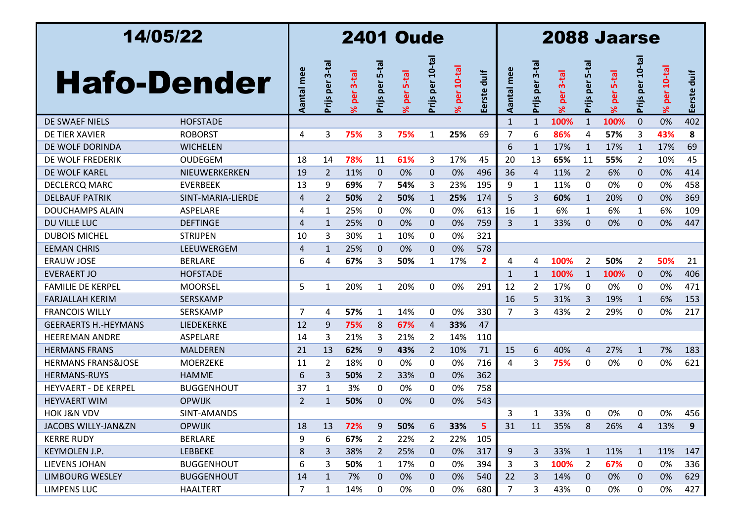| 14/05/22 | | 2401 Oude | | | | | | | | 2088 Jaarse | | | | | | | |
|---|---|---|---|---|---|---|---|---|---|---|---|---|---|---|---|---|---|
| **Hafo-Dender** | | Aantal mee | Prijs per 3-tal | % per 3-tal | Prijs per 5-tal | % per 5-tal | Prijs per 10-tal | % per 10-tal | Eerste duif | Aantal mee | Prijs per 3-tal | % per 3-tal | Prijs per 5-tal | % per 5-tal | Prijs per 10-tal | % per 10-tal | Eerste duif |
| DE SWAEF NIELS | HOFSTADE | | | | | | | | | 1 | 1 | **100%** | 1 | **100%** | 0 | 0% | 402 |
| DE TIER XAVIER | ROBORST | 4 | 3 | **75%** | 3 | **75%** | 1 | **25%** | 69 | 7 | 6 | **86%** | 4 | **57%** | 3 | **43%** | **8** |
| DE WOLF DORINDA | WICHELEN | | | | | | | | | 6 | 1 | 17% | 1 | 17% | 1 | 17% | 69 |
| DE WOLF FREDERIK | OUDEGEM | 18 | 14 | **78%** | 11 | **61%** | 3 | 17% | 45 | 20 | 13 | **65%** | 11 | **55%** | 2 | 10% | 45 |
| DE WOLF KAREL | NIEUWERKERKEN | 19 | 2 | 11% | 0 | 0% | 0 | 0% | 496 | 36 | 4 | 11% | 2 | 6% | 0 | 0% | 414 |
| DECLERCQ MARC | EVERBEEK | 13 | 9 | **69%** | 7 | **54%** | 3 | 23% | 195 | 9 | 1 | 11% | 0 | 0% | 0 | 0% | 458 |
| DELBAUF PATRIK | SINT-MARIA-LIERDE | 4 | 2 | **50%** | 2 | **50%** | 1 | **25%** | 174 | 5 | 3 | **60%** | 1 | 20% | 0 | 0% | 369 |
| DOUCHAMPS ALAIN | ASPELARE | 4 | 1 | 25% | 0 | 0% | 0 | 0% | 613 | 16 | 1 | 6% | 1 | 6% | 1 | 6% | 109 |
| DU VILLE LUC | DEFTINGE | 4 | 1 | 25% | 0 | 0% | 0 | 0% | 759 | 3 | 1 | 33% | 0 | 0% | 0 | 0% | 447 |
| DUBOIS MICHEL | STRIJPEN | 10 | 3 | 30% | 1 | 10% | 0 | 0% | 321 | | | | | | | | |
| EEMAN CHRIS | LEEUWERGEM | 4 | 1 | 25% | 0 | 0% | 0 | 0% | 578 | | | | | | | | |
| ERAUW JOSE | BERLARE | 6 | 4 | **67%** | 3 | **50%** | 1 | 17% | **2** | 4 | 4 | **100%** | 2 | **50%** | 2 | **50%** | 21 |
| EVERAERT JO | HOFSTADE | | | | | | | | | 1 | 1 | **100%** | 1 | **100%** | 0 | 0% | 406 |
| FAMILIE DE KERPEL | MOORSEL | 5 | 1 | 20% | 1 | 20% | 0 | 0% | 291 | 12 | 2 | 17% | 0 | 0% | 0 | 0% | 471 |
| FARJALLAH KERIM | SERSKAMP | | | | | | | | | 16 | 5 | 31% | 3 | 19% | 1 | 6% | 153 |
| FRANCOIS WILLY | SERSKAMP | 7 | 4 | **57%** | 1 | 14% | 0 | 0% | 330 | 7 | 3 | 43% | 2 | 29% | 0 | 0% | 217 |
| GEERAERTS H.-HEYMANS | LIEDEKERKE | 12 | 9 | **75%** | 8 | **67%** | 4 | **33%** | 47 | | | | | | | | |
| HEEREMAN ANDRE | ASPELARE | 14 | 3 | 21% | 3 | 21% | 2 | 14% | 110 | | | | | | | | |
| HERMANS FRANS | MALDEREN | 21 | 13 | **62%** | 9 | 43% | 2 | 10% | 71 | 15 | 6 | 40% | 4 | 27% | 1 | 7% | 183 |
| HERMANS FRANS&JOSE | MOERZEKE | 11 | 2 | 18% | 0 | 0% | 0 | 0% | 716 | 4 | 3 | **75%** | 0 | 0% | 0 | 0% | 621 |
| HERMANS-RUYS | HAMME | 6 | 3 | **50%** | 2 | 33% | 0 | 0% | 362 | | | | | | | | |
| HEYVAERT - DE KERPEL | BUGGENHOUT | 37 | 1 | 3% | 0 | 0% | 0 | 0% | 758 | | | | | | | | |
| HEYVAERT WIM | OPWIJK | 2 | 1 | **50%** | 0 | 0% | 0 | 0% | 543 | | | | | | | | |
| HOK J&N VDV | SINT-AMANDS | | | | | | | | | 3 | 1 | 33% | 0 | 0% | 0 | 0% | 456 |
| JACOBS WILLY-JAN&ZN | OPWIJK | 18 | 13 | **72%** | 9 | **50%** | 6 | **33%** | **5** | 31 | 11 | 35% | 8 | 26% | 4 | 13% | **9** |
| KERRE RUDY | BERLARE | 9 | 6 | **67%** | 2 | 22% | 2 | 22% | 105 | | | | | | | | |
| KEYMOLEN J.P. | LEBBEKE | 8 | 3 | 38% | 2 | 25% | 0 | 0% | 317 | 9 | 3 | 33% | 1 | 11% | 1 | 11% | 147 |
| LIEVENS JOHAN | BUGGENHOUT | 6 | 3 | **50%** | 1 | 17% | 0 | 0% | 394 | 3 | 3 | **100%** | 2 | **67%** | 0 | 0% | 336 |
| LIMBOURG WESLEY | BUGGENHOUT | 14 | 1 | 7% | 0 | 0% | 0 | 0% | 540 | 22 | 3 | 14% | 0 | 0% | 0 | 0% | 629 |
| LIMPENS LUC | HAALTERT | 7 | 1 | 14% | 0 | 0% | 0 | 0% | 680 | 7 | 3 | 43% | 0 | 0% | 0 | 0% | 427 |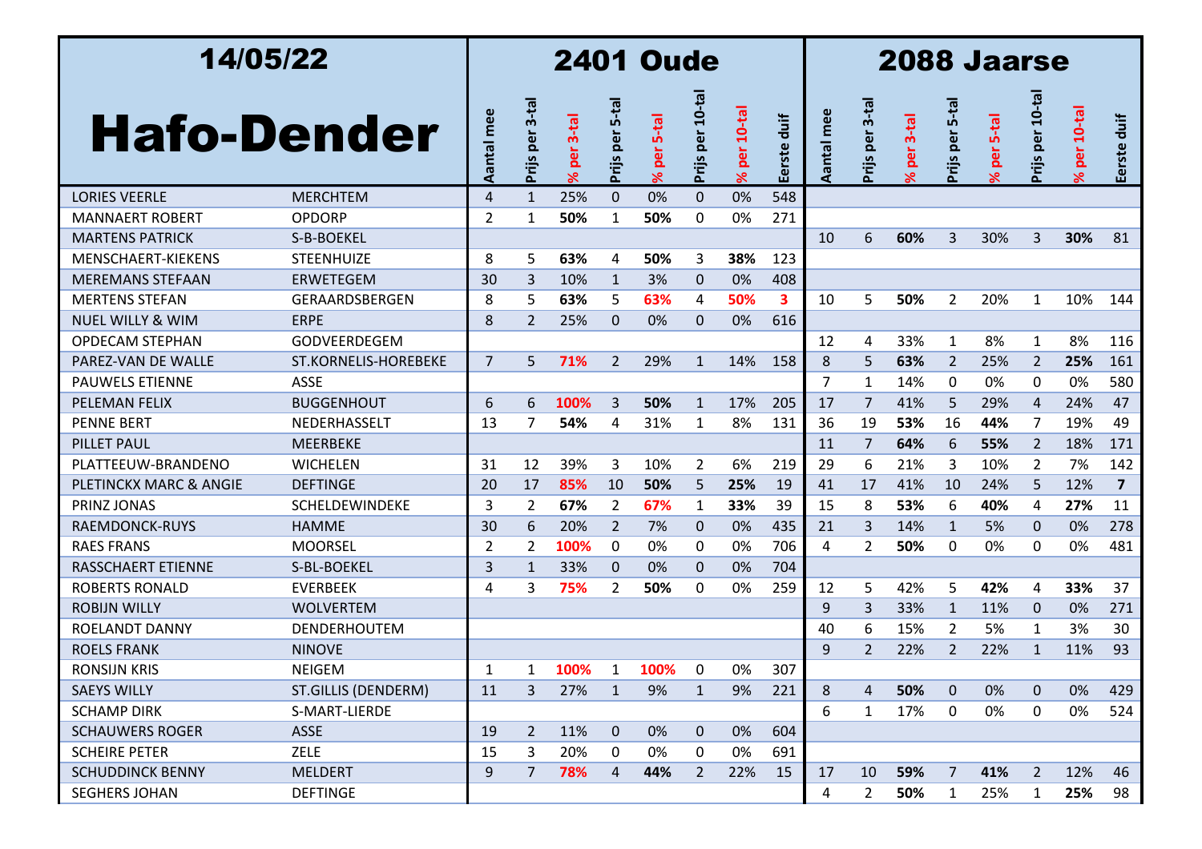| 14/05/22 Hafo-Dender | | 2401 Oude | | | | | | | | 2088 Jaarse | | | | | | | |
|---|---|---|---|---|---|---|---|---|---|---|---|---|---|---|---|---|---|
| | | Aantal mee | Prijs per 3-tal | % per 3-tal | Prijs per 5-tal | % per 5-tal | Prijs per 10-tal | % per 10-tal | Eerste duif | Aantal mee | Prijs per 3-tal | % per 3-tal | Prijs per 5-tal | % per 5-tal | Prijs per 10-tal | % per 10-tal | Eerste duif |
| LORIES VEERLE | MERCHTEM | 4 | 1 | 25% | 0 | 0% | 0 | 0% | 548 | | | | | | | | |
| MANNAERT ROBERT | OPDORP | 2 | 1 | **50%** | 1 | **50%** | 0 | 0% | 271 | | | | | | | | |
| MARTENS PATRICK | S-B-BOEKEL | | | | | | | | | 10 | 6 | **60%** | 3 | 30% | 3 | **30%** | 81 |
| MENSCHAERT-KIEKENS | STEENHUIZE | 8 | 5 | **63%** | 4 | **50%** | 3 | **38%** | 123 | | | | | | | | |
| MEREMANS STEFAAN | ERWETEGEM | 30 | 3 | 10% | 1 | 3% | 0 | 0% | 408 | | | | | | | | |
| MERTENS STEFAN | GERAARDSBERGEN | 8 | 5 | **63%** | 5 | **63%** | 4 | **50%** | **3** | 10 | 5 | **50%** | 2 | 20% | 1 | 10% | 144 |
| NUEL WILLY & WIM | ERPE | 8 | 2 | 25% | 0 | 0% | 0 | 0% | 616 | | | | | | | | |
| OPDECAM STEPHAN | GODVEERDEGEM | | | | | | | | | 12 | 4 | 33% | 1 | 8% | 1 | 8% | 116 |
| PAREZ-VAN DE WALLE | ST.KORNELIS-HOREBEKE | 7 | 5 | **71%** | 2 | 29% | 1 | 14% | 158 | 8 | 5 | **63%** | 2 | 25% | 2 | **25%** | 161 |
| PAUWELS ETIENNE | ASSE | | | | | | | | | 7 | 1 | 14% | 0 | 0% | 0 | 0% | 580 |
| PELEMAN FELIX | BUGGENHOUT | 6 | 6 | **100%** | 3 | **50%** | 1 | 17% | 205 | 17 | 7 | 41% | 5 | 29% | 4 | 24% | 47 |
| PENNE BERT | NEDERHASSELT | 13 | 7 | **54%** | 4 | 31% | 1 | 8% | 131 | 36 | 19 | **53%** | 16 | **44%** | 7 | 19% | 49 |
| PILLET PAUL | MEERBEKE | | | | | | | | | 11 | 7 | **64%** | 6 | **55%** | 2 | 18% | 171 |
| PLATTEEUW-BRANDENO | WICHELEN | 31 | 12 | 39% | 3 | 10% | 2 | 6% | 219 | 29 | 6 | 21% | 3 | 10% | 2 | 7% | 142 |
| PLETINCKX MARC & ANGIE | DEFTINGE | 20 | 17 | **85%** | 10 | **50%** | 5 | **25%** | 19 | 41 | 17 | 41% | 10 | 24% | 5 | 12% | **7** |
| PRINZ JONAS | SCHELDEWINDEKE | 3 | 2 | **67%** | 2 | **67%** | 1 | **33%** | 39 | 15 | 8 | **53%** | 6 | **40%** | 4 | **27%** | 11 |
| RAEMDONCK-RUYS | HAMME | 30 | 6 | 20% | 2 | 7% | 0 | 0% | 435 | 21 | 3 | 14% | 1 | 5% | 0 | 0% | 278 |
| RAES FRANS | MOORSEL | 2 | 2 | **100%** | 0 | 0% | 0 | 0% | 706 | 4 | 2 | **50%** | 0 | 0% | 0 | 0% | 481 |
| RASSCHAERT ETIENNE | S-BL-BOEKEL | 3 | 1 | 33% | 0 | 0% | 0 | 0% | 704 | | | | | | | | |
| ROBERTS RONALD | EVERBEEK | 4 | 3 | **75%** | 2 | **50%** | 0 | 0% | 259 | 12 | 5 | 42% | 5 | **42%** | 4 | **33%** | 37 |
| ROBIJN WILLY | WOLVERTEM | | | | | | | | | 9 | 3 | 33% | 1 | 11% | 0 | 0% | 271 |
| ROELANDT DANNY | DENDERHOUTEM | | | | | | | | | 40 | 6 | 15% | 2 | 5% | 1 | 3% | 30 |
| ROELS FRANK | NINOVE | | | | | | | | | 9 | 2 | 22% | 2 | 22% | 1 | 11% | 93 |
| RONSIJN KRIS | NEIGEM | 1 | 1 | **100%** | 1 | **100%** | 0 | 0% | 307 | | | | | | | | |
| SAEYS WILLY | ST.GILLIS (DENDERM) | 11 | 3 | 27% | 1 | 9% | 1 | 9% | 221 | 8 | 4 | **50%** | 0 | 0% | 0 | 0% | 429 |
| SCHAMP DIRK | S-MART-LIERDE | | | | | | | | | 6 | 1 | 17% | 0 | 0% | 0 | 0% | 524 |
| SCHAUWERS ROGER | ASSE | 19 | 2 | 11% | 0 | 0% | 0 | 0% | 604 | | | | | | | | |
| SCHEIRE PETER | ZELE | 15 | 3 | 20% | 0 | 0% | 0 | 0% | 691 | | | | | | | | |
| SCHUDDINCK BENNY | MELDERT | 9 | 7 | **78%** | 4 | **44%** | 2 | 22% | 15 | 17 | 10 | **59%** | 7 | **41%** | 2 | 12% | 46 |
| SEGHERS JOHAN | DEFTINGE | | | | | | | | | 4 | 2 | **50%** | 1 | 25% | 1 | **25%** | 98 |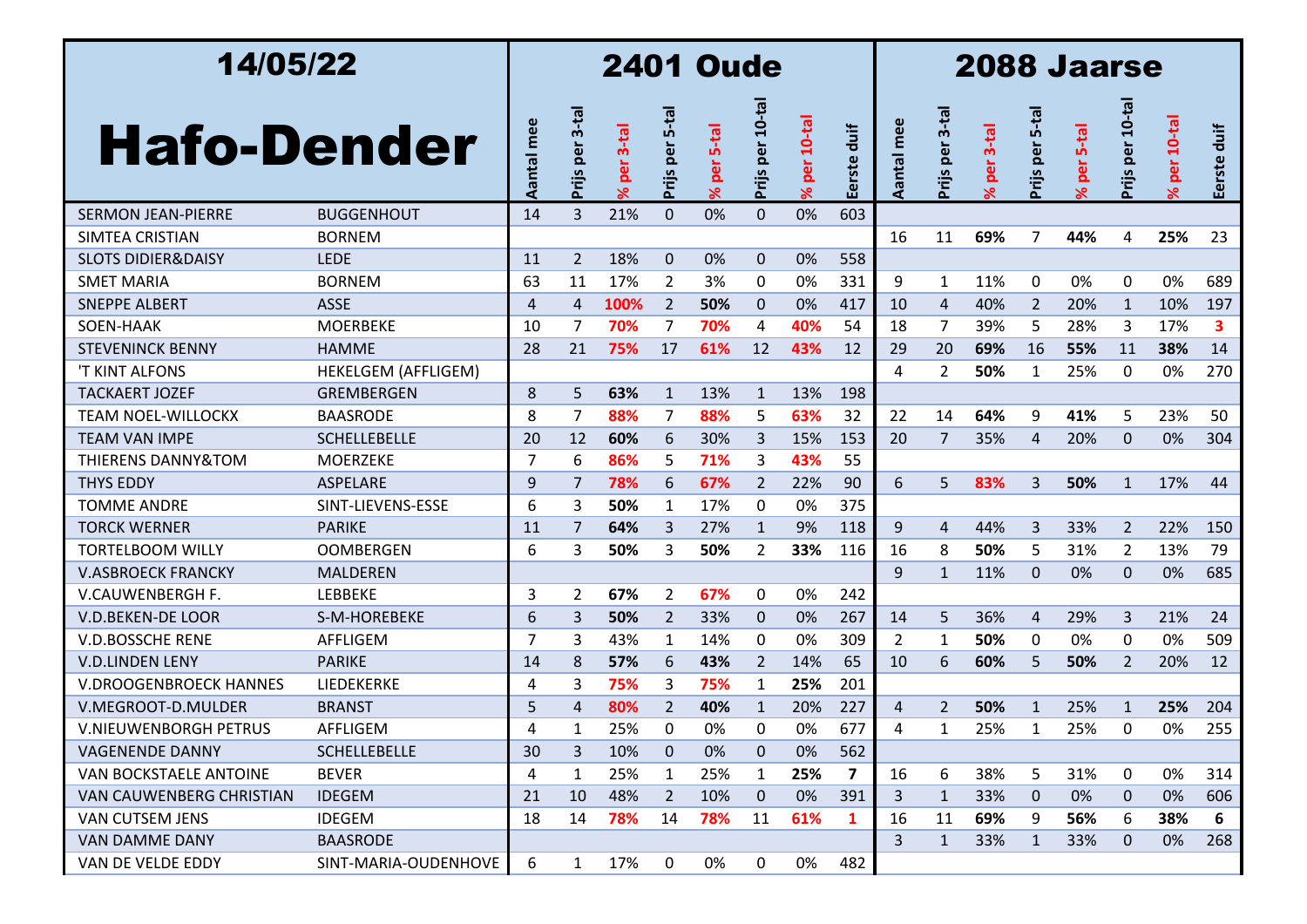| 14/05/22 Hafo-Dender | | 2401 Oude | | | | | | | | 2088 Jaarse | | | | | | | |
|---|---|---|---|---|---|---|---|---|---|---|---|---|---|---|---|---|---|
| | | Aantal mee | Prijs per 3-tal | % per 3-tal | Prijs per 5-tal | % per 5-tal | Prijs per 10-tal | % per 10-tal | Eerste duif | Aantal mee | Prijs per 3-tal | % per 3-tal | Prijs per 5-tal | % per 5-tal | Prijs per 10-tal | % per 10-tal | Eerste duif |
| SERMON JEAN-PIERRE | BUGGENHOUT | 14 | 3 | 21% | 0 | 0% | 0 | 0% | 603 | | | | | | | | |
| SIMTEA CRISTIAN | BORNEM | | | | | | | | | 16 | 11 | **69%** | 7 | **44%** | 4 | **25%** | 23 |
| SLOTS DIDIER&DAISY | LEDE | 11 | 2 | 18% | 0 | 0% | 0 | 0% | 558 | | | | | | | | |
| SMET MARIA | BORNEM | 63 | 11 | 17% | 2 | 3% | 0 | 0% | 331 | 9 | 1 | 11% | 0 | 0% | 0 | 0% | 689 |
| SNEPPE ALBERT | ASSE | 4 | 4 | **100%** | 2 | **50%** | 0 | 0% | 417 | 10 | 4 | 40% | 2 | 20% | 1 | 10% | 197 |
| SOEN-HAAK | MOERBEKE | 10 | 7 | **70%** | 7 | **70%** | 4 | **40%** | 54 | 18 | 7 | 39% | 5 | 28% | 3 | 17% | **3** |
| STEVENINCK BENNY | HAMME | 28 | 21 | **75%** | 17 | **61%** | 12 | **43%** | 12 | 29 | 20 | **69%** | 16 | **55%** | 11 | **38%** | 14 |
| 'T KINT ALFONS | HEKELGEM (AFFLIGEM) | | | | | | | | | 4 | 2 | **50%** | 1 | 25% | 0 | 0% | 270 |
| TACKAERT JOZEF | GREMBERGEN | 8 | 5 | **63%** | 1 | 13% | 1 | 13% | 198 | | | | | | | | |
| TEAM NOEL-WILLOCKX | BAASRODE | 8 | 7 | **88%** | 7 | **88%** | 5 | **63%** | 32 | 22 | 14 | **64%** | 9 | **41%** | 5 | 23% | 50 |
| TEAM VAN IMPE | SCHELLEBELLE | 20 | 12 | **60%** | 6 | 30% | 3 | 15% | 153 | 20 | 7 | 35% | 4 | 20% | 0 | 0% | 304 |
| THIERENS DANNY&TOM | MOERZEKE | 7 | 6 | **86%** | 5 | **71%** | 3 | **43%** | 55 | | | | | | | | |
| THYS EDDY | ASPELARE | 9 | 7 | **78%** | 6 | **67%** | 2 | 22% | 90 | 6 | 5 | **83%** | 3 | **50%** | 1 | 17% | 44 |
| TOMME ANDRE | SINT-LIEVENS-ESSE | 6 | 3 | **50%** | 1 | 17% | 0 | 0% | 375 | | | | | | | | |
| TORCK WERNER | PARIKE | 11 | 7 | **64%** | 3 | 27% | 1 | 9% | 118 | 9 | 4 | 44% | 3 | 33% | 2 | 22% | 150 |
| TORTELBOOM WILLY | OOMBERGEN | 6 | 3 | **50%** | 3 | **50%** | 2 | **33%** | 116 | 16 | 8 | **50%** | 5 | 31% | 2 | 13% | 79 |
| V.ASBROECK FRANCKY | MALDEREN | | | | | | | | | 9 | 1 | 11% | 0 | 0% | 0 | 0% | 685 |
| V.CAUWENBERGH F. | LEBBEKE | 3 | 2 | **67%** | 2 | **67%** | 0 | 0% | 242 | | | | | | | | |
| V.D.BEKEN-DE LOOR | S-M-HOREBEKE | 6 | 3 | **50%** | 2 | 33% | 0 | 0% | 267 | 14 | 5 | 36% | 4 | 29% | 3 | 21% | 24 |
| V.D.BOSSCHE RENE | AFFLIGEM | 7 | 3 | 43% | 1 | 14% | 0 | 0% | 309 | 2 | 1 | **50%** | 0 | 0% | 0 | 0% | 509 |
| V.D.LINDEN LENY | PARIKE | 14 | 8 | **57%** | 6 | **43%** | 2 | 14% | 65 | 10 | 6 | **60%** | 5 | **50%** | 2 | 20% | 12 |
| V.DROOGENBROECK HANNES | LIEDEKERKE | 4 | 3 | **75%** | 3 | **75%** | 1 | **25%** | 201 | | | | | | | | |
| V.MEGROOT-D.MULDER | BRANST | 5 | 4 | **80%** | 2 | **40%** | 1 | 20% | 227 | 4 | 2 | **50%** | 1 | 25% | 1 | **25%** | 204 |
| V.NIEUWENBORGH PETRUS | AFFLIGEM | 4 | 1 | 25% | 0 | 0% | 0 | 0% | 677 | 4 | 1 | 25% | 1 | 25% | 0 | 0% | 255 |
| VAGENENDE DANNY | SCHELLEBELLE | 30 | 3 | 10% | 0 | 0% | 0 | 0% | 562 | | | | | | | | |
| VAN BOCKSTAELE ANTOINE | BEVER | 4 | 1 | 25% | 1 | 25% | 1 | **25%** | **7** | 16 | 6 | 38% | 5 | 31% | 0 | 0% | 314 |
| VAN CAUWENBERG CHRISTIAN | IDEGEM | 21 | 10 | 48% | 2 | 10% | 0 | 0% | 391 | 3 | 1 | 33% | 0 | 0% | 0 | 0% | 606 |
| VAN CUTSEM JENS | IDEGEM | 18 | 14 | **78%** | 14 | **78%** | 11 | **61%** | **1** | 16 | 11 | **69%** | 9 | **56%** | 6 | **38%** | **6** |
| VAN DAMME DANY | BAASRODE | | | | | | | | | 3 | 1 | 33% | 1 | 33% | 0 | 0% | 268 |
| VAN DE VELDE EDDY | SINT-MARIA-OUDENHOVE | 6 | 1 | 17% | 0 | 0% | 0 | 0% | 482 | | | | | | | | |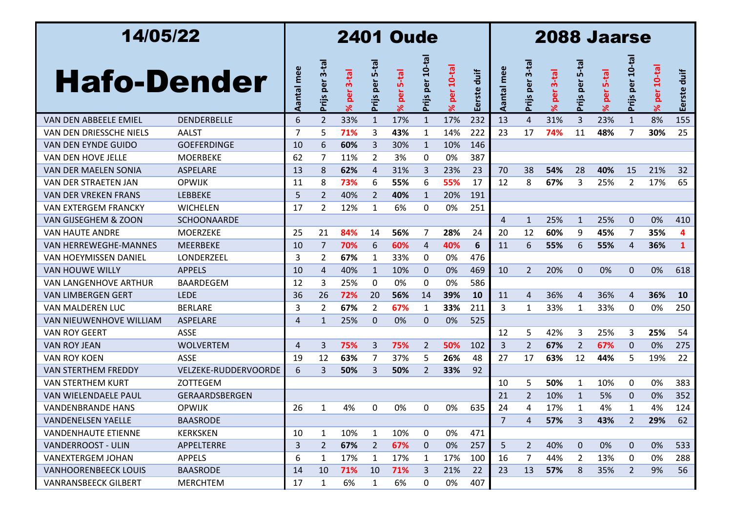| 14/05/22 Hafo-Dender | | 2401 Oude | | | | | | | | 2088 Jaarse | | | | | | | |
|---|---|---|---|---|---|---|---|---|---|---|---|---|---|---|---|---|---|
| | | Aantal mee | Prijs per 3-tal | % per 3-tal | Prijs per 5-tal | % per 5-tal | Prijs per 10-tal | % per 10-tal | Eerste duif | Aantal mee | Prijs per 3-tal | % per 3-tal | Prijs per 5-tal | % per 5-tal | Prijs per 10-tal | % per 10-tal | Eerste duif |
| VAN DEN ABBEELE EMIEL | DENDERBELLE | 6 | 2 | 33% | 1 | 17% | 1 | 17% | 232 | 13 | 4 | 31% | 3 | 23% | 1 | 8% | 155 |
| VAN DEN DRIESSCHE NIELS | AALST | 7 | 5 | **71%** | 3 | **43%** | 1 | 14% | 222 | 23 | 17 | **74%** | 11 | **48%** | 7 | **30%** | 25 |
| VAN DEN EYNDE GUIDO | GOEFERDINGE | 10 | 6 | **60%** | 3 | 30% | 1 | 10% | 146 | | | | | | | | |
| VAN DEN HOVE JELLE | MOERBEKE | 62 | 7 | 11% | 2 | 3% | 0 | 0% | 387 | | | | | | | | |
| VAN DER MAELEN SONIA | ASPELARE | 13 | 8 | **62%** | 4 | 31% | 3 | 23% | 23 | 70 | 38 | **54%** | 28 | **40%** | 15 | 21% | 32 |
| VAN DER STRAETEN JAN | OPWIJK | 11 | 8 | **73%** | 6 | **55%** | 6 | **55%** | 17 | 12 | 8 | **67%** | 3 | 25% | 2 | 17% | 65 |
| VAN DER VREKEN FRANS | LEBBEKE | 5 | 2 | 40% | 2 | **40%** | 1 | 20% | 191 | | | | | | | | |
| VAN EXTERGEM FRANCKY | WICHELEN | 17 | 2 | 12% | 1 | 6% | 0 | 0% | 251 | | | | | | | | |
| VAN GIJSEGHEM & ZOON | SCHOONAARDE | | | | | | | | | 4 | 1 | 25% | 1 | 25% | 0 | 0% | 410 |
| VAN HAUTE ANDRE | MOERZEKE | 25 | 21 | **84%** | 14 | **56%** | 7 | **28%** | 24 | 20 | 12 | **60%** | 9 | **45%** | 7 | **35%** | **4** |
| VAN HERREWEGHE-MANNES | MEERBEKE | 10 | 7 | **70%** | 6 | **60%** | 4 | **40%** | **6** | 11 | 6 | **55%** | 6 | **55%** | 4 | **36%** | **1** |
| VAN HOEYMISSEN DANIEL | LONDERZEEL | 3 | 2 | **67%** | 1 | 33% | 0 | 0% | 476 | | | | | | | | |
| VAN HOUWE WILLY | APPELS | 10 | 4 | 40% | 1 | 10% | 0 | 0% | 469 | 10 | 2 | 20% | 0 | 0% | 0 | 0% | 618 |
| VAN LANGENHOVE ARTHUR | BAARDEGEM | 12 | 3 | 25% | 0 | 0% | 0 | 0% | 586 | | | | | | | | |
| VAN LIMBERGEN GERT | LEDE | 36 | 26 | **72%** | 20 | **56%** | 14 | **39%** | **10** | 11 | 4 | 36% | 4 | 36% | 4 | **36%** | **10** |
| VAN MALDEREN LUC | BERLARE | 3 | 2 | **67%** | 2 | **67%** | 1 | **33%** | 211 | 3 | 1 | 33% | 1 | 33% | 0 | 0% | 250 |
| VAN NIEUWENHOVE WILLIAM | ASPELARE | 4 | 1 | 25% | 0 | 0% | 0 | 0% | 525 | | | | | | | | |
| VAN ROY GEERT | ASSE | | | | | | | | | 12 | 5 | 42% | 3 | 25% | 3 | **25%** | 54 |
| VAN ROY JEAN | WOLVERTEM | 4 | 3 | **75%** | 3 | **75%** | 2 | **50%** | 102 | 3 | 2 | **67%** | 2 | **67%** | 0 | 0% | 275 |
| VAN ROY KOEN | ASSE | 19 | 12 | **63%** | 7 | 37% | 5 | **26%** | 48 | 27 | 17 | **63%** | 12 | **44%** | 5 | 19% | 22 |
| VAN STERTHEM FREDDY | VELZEKE-RUDDERVOORDE | 6 | 3 | **50%** | 3 | **50%** | 2 | **33%** | 92 | | | | | | | | |
| VAN STERTHEM KURT | ZOTTEGEM | | | | | | | | | 10 | 5 | **50%** | 1 | 10% | 0 | 0% | 383 |
| VAN WIELENDAELE PAUL | GERAARDSBERGEN | | | | | | | | | 21 | 2 | 10% | 1 | 5% | 0 | 0% | 352 |
| VANDENBRANDE HANS | OPWIJK | 26 | 1 | 4% | 0 | 0% | 0 | 0% | 635 | 24 | 4 | 17% | 1 | 4% | 1 | 4% | 124 |
| VANDENELSEN YAELLE | BAASRODE | | | | | | | | | 7 | 4 | **57%** | 3 | **43%** | 2 | **29%** | 62 |
| VANDENHAUTE ETIENNE | KERKSKEN | 10 | 1 | 10% | 1 | 10% | 0 | 0% | 471 | | | | | | | | |
| VANDERROOST - ULIN | APPELTERRE | 3 | 2 | **67%** | 2 | **67%** | 0 | 0% | 257 | 5 | 2 | 40% | 0 | 0% | 0 | 0% | 533 |
| VANEXTERGEM JOHAN | APPELS | 6 | 1 | 17% | 1 | 17% | 1 | 17% | 100 | 16 | 7 | 44% | 2 | 13% | 0 | 0% | 288 |
| VANHOORENBEECK LOUIS | BAASRODE | 14 | 10 | **71%** | 10 | **71%** | 3 | 21% | 22 | 23 | 13 | **57%** | 8 | 35% | 2 | 9% | 56 |
| VANRANSBEECK GILBERT | MERCHTEM | 17 | 1 | 6% | 1 | 6% | 0 | 0% | 407 | | | | | | | | |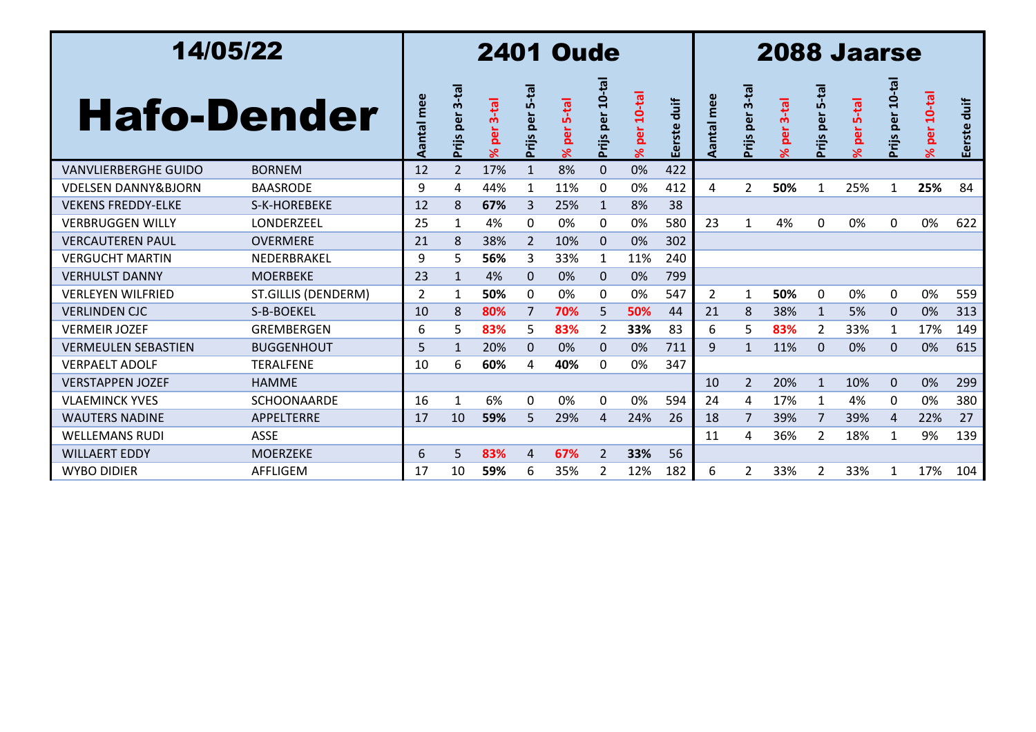| 14/05/22 | | 2401 Oude | | | | | | | | 2088 Jaarse | | | | | | | |
|---|---|---|---|---|---|---|---|---|---|---|---|---|---|---|---|---|---|
| **Hafo-Dender** | | Aantal mee | Prijs per 3-tal | % per 3-tal | Prijs per 5-tal | % per 5-tal | Prijs per 10-tal | % per 10-tal | Eerste duif | Aantal mee | Prijs per 3-tal | % per 3-tal | Prijs per 5-tal | % per 5-tal | Prijs per 10-tal | % per 10-tal | Eerste duif |
| VANVLIERBERGHE GUIDO | BORNEM | 12 | 2 | 17% | 1 | 8% | 0 | 0% | 422 | | | | | | | | |
| VDELSEN DANNY&BJORN | BAASRODE | 9 | 4 | 44% | 1 | 11% | 0 | 0% | 412 | 4 | 2 | **50%** | 1 | 25% | 1 | **25%** | 84 |
| VEKENS FREDDY-ELKE | S-K-HOREBEKE | 12 | 8 | **67%** | 3 | 25% | 1 | 8% | 38 | | | | | | | | |
| VERBRUGGEN WILLY | LONDERZEEL | 25 | 1 | 4% | 0 | 0% | 0 | 0% | 580 | 23 | 1 | 4% | 0 | 0% | 0 | 0% | 622 |
| VERCAUTEREN PAUL | OVERMERE | 21 | 8 | 38% | 2 | 10% | 0 | 0% | 302 | | | | | | | | |
| VERGUCHT MARTIN | NEDERBRAKEL | 9 | 5 | **56%** | 3 | 33% | 1 | 11% | 240 | | | | | | | | |
| VERHULST DANNY | MOERBEKE | 23 | 1 | 4% | 0 | 0% | 0 | 0% | 799 | | | | | | | | |
| VERLEYEN WILFRIED | ST.GILLIS (DENDERM) | 2 | 1 | **50%** | 0 | 0% | 0 | 0% | 547 | 2 | 1 | **50%** | 0 | 0% | 0 | 0% | 559 |
| VERLINDEN CJC | S-B-BOEKEL | 10 | 8 | **80%** | 7 | **70%** | 5 | **50%** | 44 | 21 | 8 | 38% | 1 | 5% | 0 | 0% | 313 |
| VERMEIR JOZEF | GREMBERGEN | 6 | 5 | **83%** | 5 | **83%** | 2 | **33%** | 83 | 6 | 5 | **83%** | 2 | 33% | 1 | 17% | 149 |
| VERMEULEN SEBASTIEN | BUGGENHOUT | 5 | 1 | 20% | 0 | 0% | 0 | 0% | 711 | 9 | 1 | 11% | 0 | 0% | 0 | 0% | 615 |
| VERPAELT ADOLF | TERALFENE | 10 | 6 | **60%** | 4 | **40%** | 0 | 0% | 347 | | | | | | | | |
| VERSTAPPEN JOZEF | HAMME | | | | | | | | | 10 | 2 | 20% | 1 | 10% | 0 | 0% | 299 |
| VLAEMINCK YVES | SCHOONAARDE | 16 | 1 | 6% | 0 | 0% | 0 | 0% | 594 | 24 | 4 | 17% | 1 | 4% | 0 | 0% | 380 |
| WAUTERS NADINE | APPELTERRE | 17 | 10 | **59%** | 5 | 29% | 4 | 24% | 26 | 18 | 7 | 39% | 7 | 39% | 4 | 22% | 27 |
| WELLEMANS RUDI | ASSE | | | | | | | | | 11 | 4 | 36% | 2 | 18% | 1 | 9% | 139 |
| WILLAERT EDDY | MOERZEKE | 6 | 5 | **83%** | 4 | **67%** | 2 | **33%** | 56 | | | | | | | | |
| WYBO DIDIER | AFFLIGEM | 17 | 10 | **59%** | 6 | 35% | 2 | 12% | 182 | 6 | 2 | 33% | 2 | 33% | 1 | 17% | 104 |